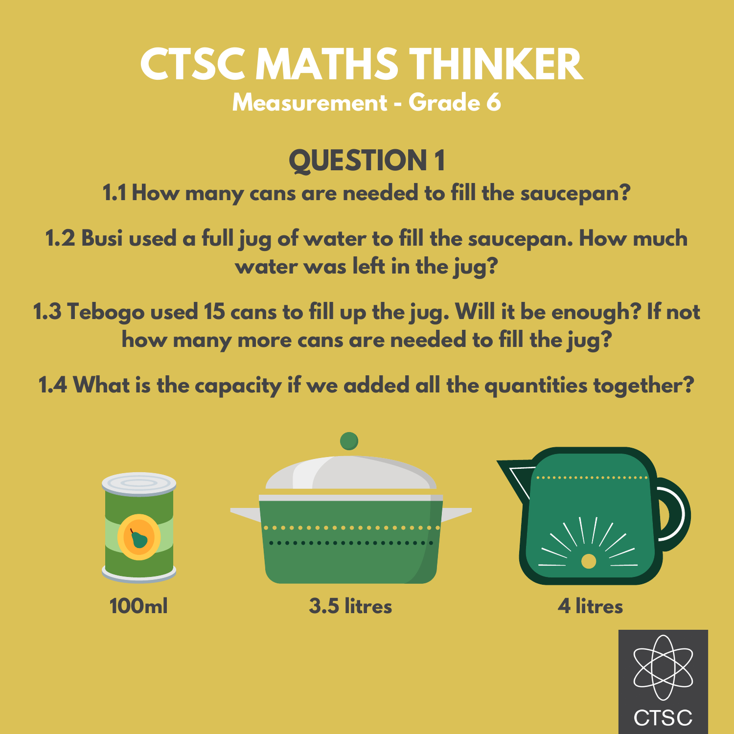# CTSC MATHS THINKER

## Measurement - Grade 6

## QUESTION 1

**1.1 How many cans are needed to fill the saucepan?**

**1.2 Busi used a full jug of water to fill the saucepan. How much water was left in the jug?**

**1.3 Tebogo used 15 cans to fill up the jug. Will it be enough? If not how many more cans are needed to fill the jug?**

**1.4 What is the capacity if we added all the quantities together?**

100ml

3.5 litres

4 litres

CTSC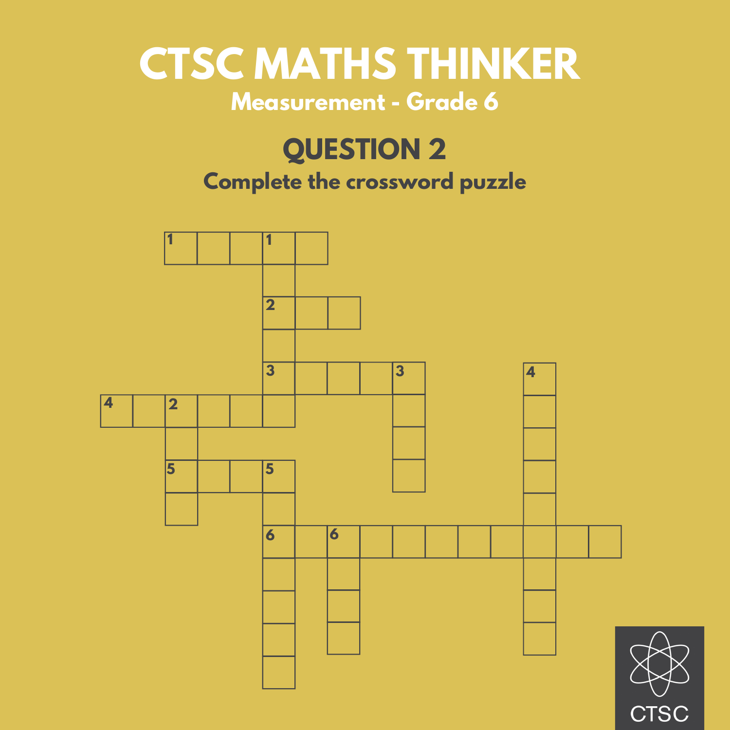# CTSC MATHS THINKER

**Measurement - Grade 6**

## QUESTION 2

**Complete the crossword puzzle**

CTSC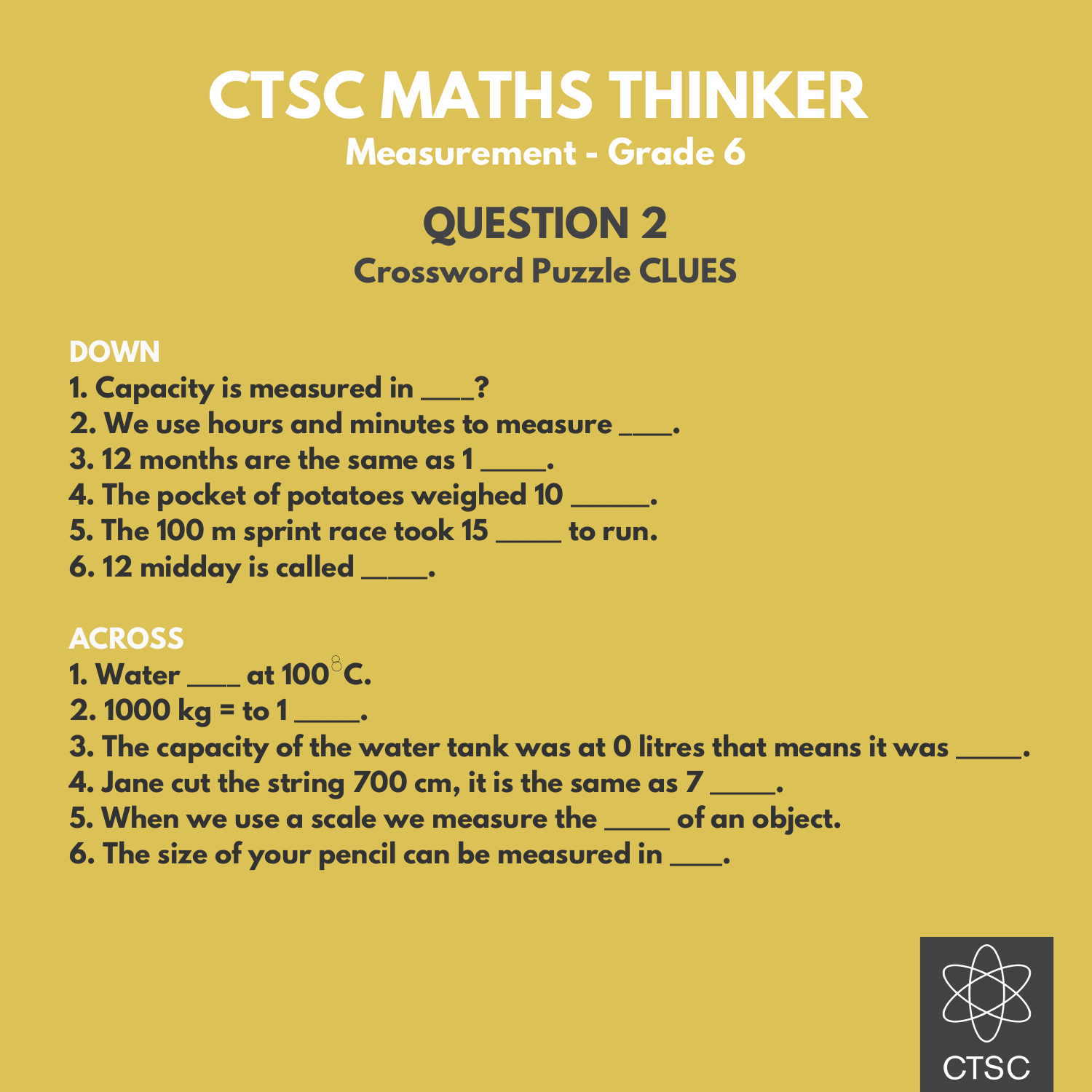# CTSC MATHS THINKER

**Measurement - Grade 6**

## QUESTION 2

### Crossword Puzzle CLUES

**DOWN**

1. Capacity is measured in ___?
2. We use hours and minutes to measure ___.
3. 12 months are the same as 1 ____.
4. The pocket of potatoes weighed 10 _____.
5. The 100 m sprint race took 15 ____ to run.
6. 12 midday is called ____.

**ACROSS**

1. Water ___ at $100^{\circ}$C.
2. 1000 kg = to 1 ____.
3. The capacity of the water tank was at 0 litres that means it was ____.
4. Jane cut the string 700 cm, it is the same as 7 ____.
5. When we use a scale we measure the ____ of an object.
6. The size of your pencil can be measured in ___.

CTSC